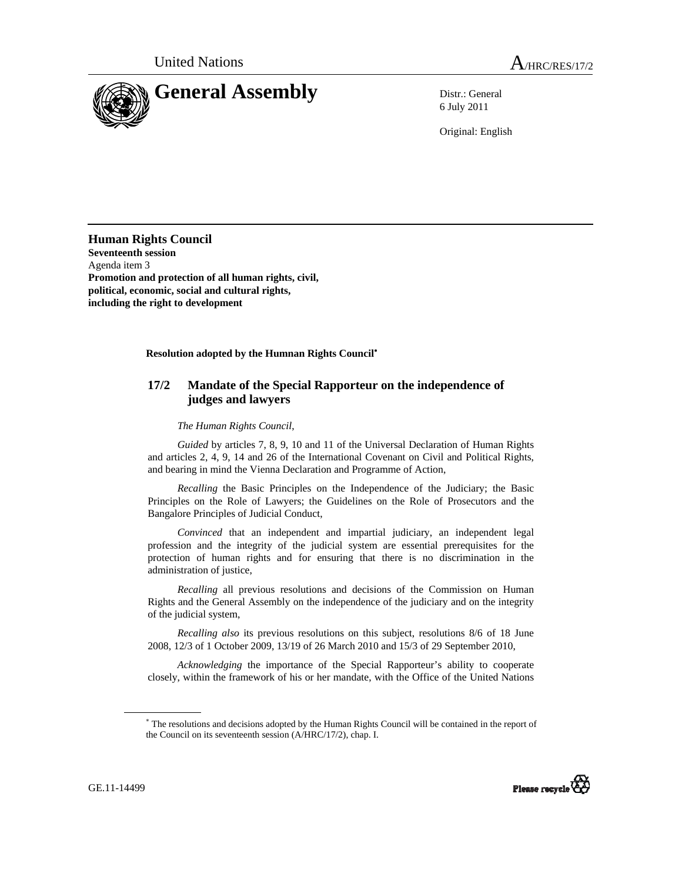United Nations A/HRC/RES/17/2

# General Assembly

Distr.: General
6 July 2011

Original: English

## Human Rights Council

**Seventeenth session**
Agenda item 3
**Promotion and protection of all human rights, civil, political, economic, social and cultural rights, including the right to development**

**Resolution adopted by the Humnan Rights Council***

### 17/2 Mandate of the Special Rapporteur on the independence of judges and lawyers

*The Human Rights Council*,

*Guided* by articles 7, 8, 9, 10 and 11 of the Universal Declaration of Human Rights and articles 2, 4, 9, 14 and 26 of the International Covenant on Civil and Political Rights, and bearing in mind the Vienna Declaration and Programme of Action,

*Recalling* the Basic Principles on the Independence of the Judiciary; the Basic Principles on the Role of Lawyers; the Guidelines on the Role of Prosecutors and the Bangalore Principles of Judicial Conduct,

*Convinced* that an independent and impartial judiciary, an independent legal profession and the integrity of the judicial system are essential prerequisites for the protection of human rights and for ensuring that there is no discrimination in the administration of justice,

*Recalling* all previous resolutions and decisions of the Commission on Human Rights and the General Assembly on the independence of the judiciary and on the integrity of the judicial system,

*Recalling also* its previous resolutions on this subject, resolutions 8/6 of 18 June 2008, 12/3 of 1 October 2009, 13/19 of 26 March 2010 and 15/3 of 29 September 2010,

*Acknowledging* the importance of the Special Rapporteur's ability to cooperate closely, within the framework of his or her mandate, with the Office of the United Nations

---

* The resolutions and decisions adopted by the Human Rights Council will be contained in the report of the Council on its seventeenth session (A/HRC/17/2), chap. I.

GE.11-14499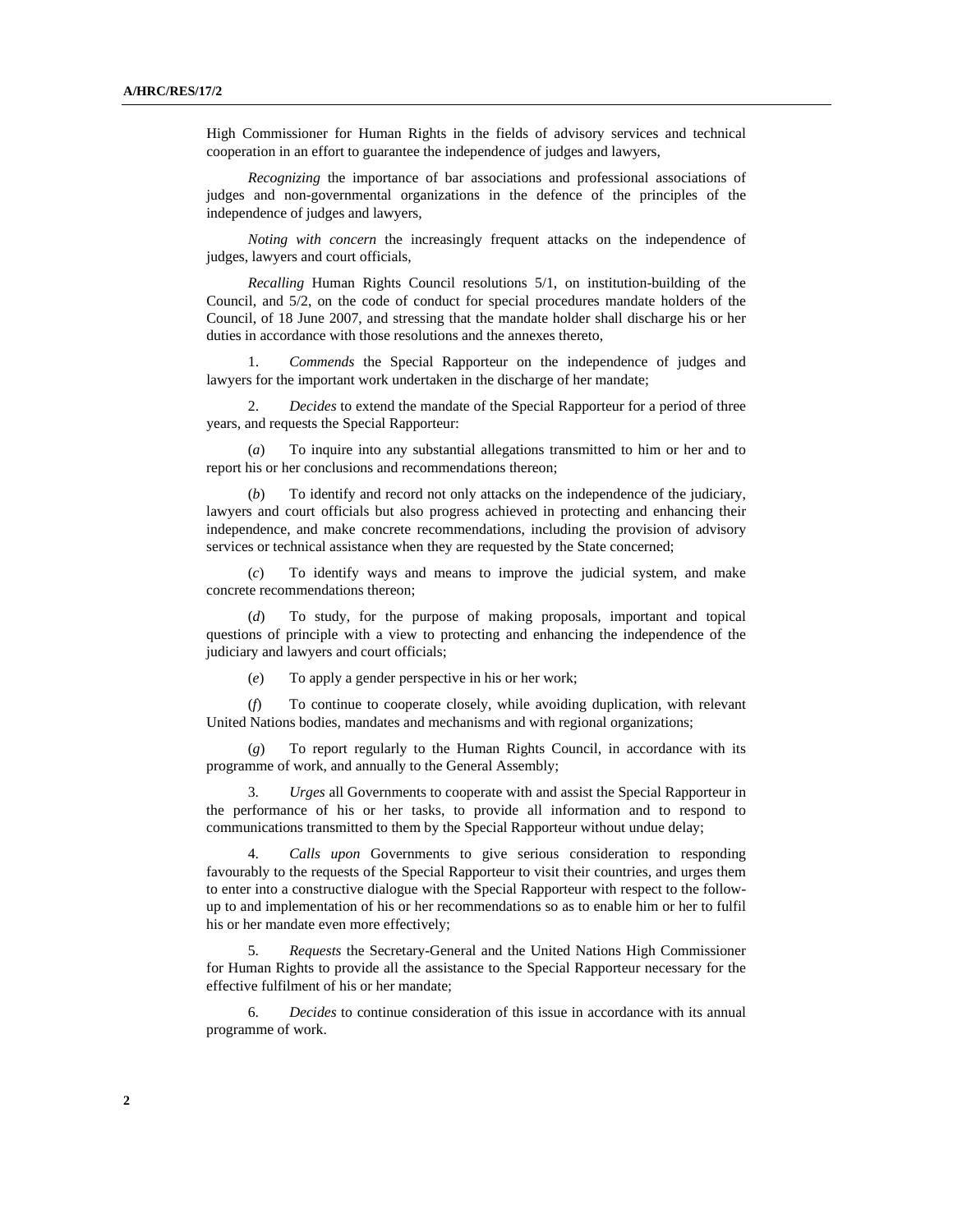High Commissioner for Human Rights in the fields of advisory services and technical cooperation in an effort to guarantee the independence of judges and lawyers,

*Recognizing* the importance of bar associations and professional associations of judges and non-governmental organizations in the defence of the principles of the independence of judges and lawyers,

*Noting with concern* the increasingly frequent attacks on the independence of judges, lawyers and court officials,

*Recalling* Human Rights Council resolutions 5/1, on institution-building of the Council, and 5/2, on the code of conduct for special procedures mandate holders of the Council, of 18 June 2007, and stressing that the mandate holder shall discharge his or her duties in accordance with those resolutions and the annexes thereto,

1. *Commends* the Special Rapporteur on the independence of judges and lawyers for the important work undertaken in the discharge of her mandate;

2. *Decides* to extend the mandate of the Special Rapporteur for a period of three years, and requests the Special Rapporteur:

(*a*) To inquire into any substantial allegations transmitted to him or her and to report his or her conclusions and recommendations thereon;

(*b*) To identify and record not only attacks on the independence of the judiciary, lawyers and court officials but also progress achieved in protecting and enhancing their independence, and make concrete recommendations, including the provision of advisory services or technical assistance when they are requested by the State concerned;

(*c*) To identify ways and means to improve the judicial system, and make concrete recommendations thereon;

(*d*) To study, for the purpose of making proposals, important and topical questions of principle with a view to protecting and enhancing the independence of the judiciary and lawyers and court officials;

(*e*) To apply a gender perspective in his or her work;

(*f*) To continue to cooperate closely, while avoiding duplication, with relevant United Nations bodies, mandates and mechanisms and with regional organizations;

(*g*) To report regularly to the Human Rights Council, in accordance with its programme of work, and annually to the General Assembly;

3. *Urges* all Governments to cooperate with and assist the Special Rapporteur in the performance of his or her tasks, to provide all information and to respond to communications transmitted to them by the Special Rapporteur without undue delay;

4. *Calls upon* Governments to give serious consideration to responding favourably to the requests of the Special Rapporteur to visit their countries, and urges them to enter into a constructive dialogue with the Special Rapporteur with respect to the follow-up to and implementation of his or her recommendations so as to enable him or her to fulfil his or her mandate even more effectively;

5. *Requests* the Secretary-General and the United Nations High Commissioner for Human Rights to provide all the assistance to the Special Rapporteur necessary for the effective fulfilment of his or her mandate;

6. *Decides* to continue consideration of this issue in accordance with its annual programme of work.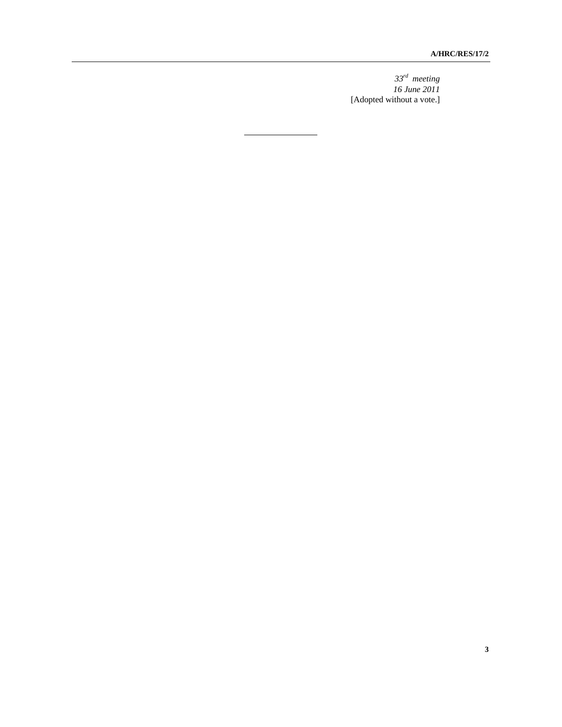*33rd meeting*
*16 June 2011*
[Adopted without a vote.]